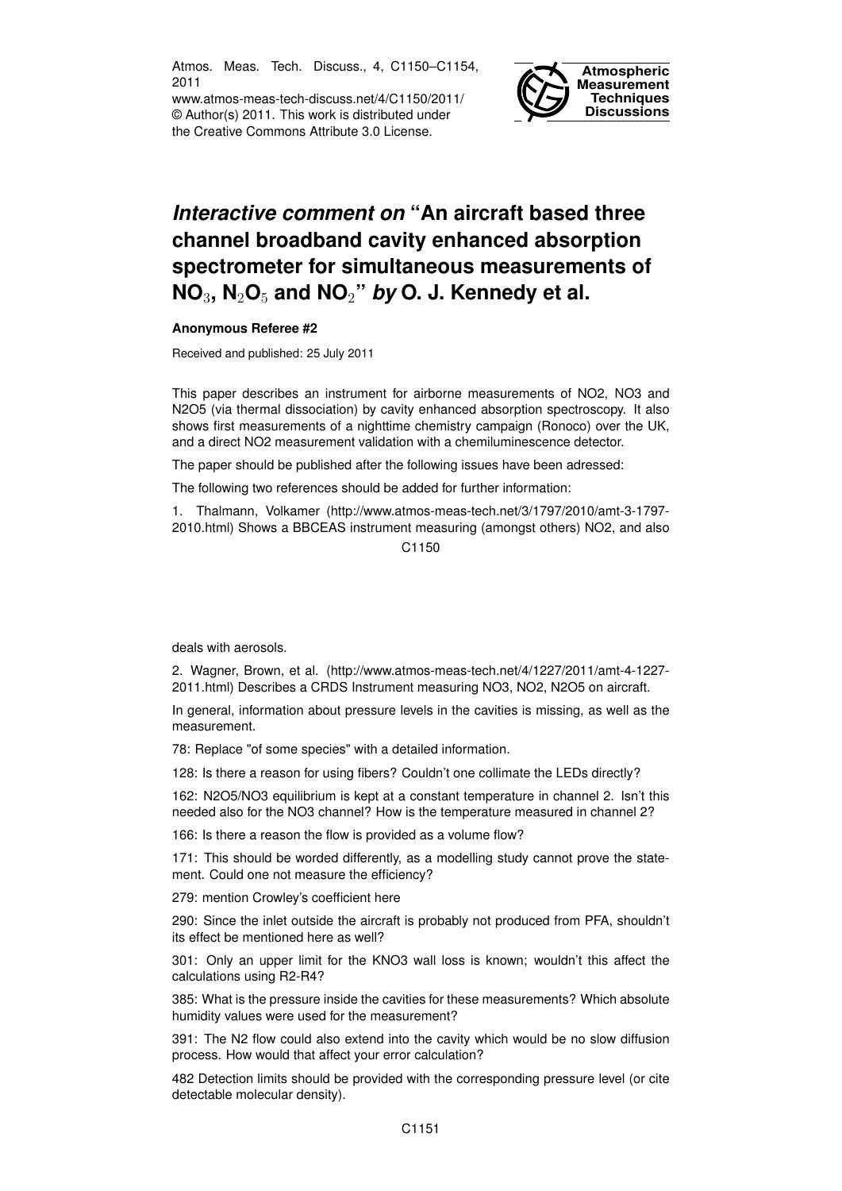# *Interactive comment on* "An aircraft based three channel broadband cavity enhanced absorption spectrometer for simultaneous measurements of $NO_3$, $N_2O_5$ and $NO_2$" *by* O. J. Kennedy et al.

**Anonymous Referee #2**

Received and published: 25 July 2011

This paper describes an instrument for airborne measurements of NO2, NO3 and N2O5 (via thermal dissociation) by cavity enhanced absorption spectroscopy. It also shows first measurements of a nighttime chemistry campaign (Ronoco) over the UK, and a direct NO2 measurement validation with a chemiluminescence detector.

The paper should be published after the following issues have been adressed:

The following two references should be added for further information:

1. Thalmann, Volkamer (http://www.atmos-meas-tech.net/3/1797/2010/amt-3-1797-2010.html) Shows a BBCEAS instrument measuring (amongst others) NO2, and also deals with aerosols.

2. Wagner, Brown, et al. (http://www.atmos-meas-tech.net/4/1227/2011/amt-4-1227-2011.html) Describes a CRDS Instrument measuring NO3, NO2, N2O5 on aircraft.

In general, information about pressure levels in the cavities is missing, as well as the measurement.

78: Replace "of some species" with a detailed information.

128: Is there a reason for using fibers? Couldn't one collimate the LEDs directly?

162: N2O5/NO3 equilibrium is kept at a constant temperature in channel 2. Isn't this needed also for the NO3 channel? How is the temperature measured in channel 2?

166: Is there a reason the flow is provided as a volume flow?

171: This should be worded differently, as a modelling study cannot prove the statement. Could one not measure the efficiency?

279: mention Crowley's coefficient here

290: Since the inlet outside the aircraft is probably not produced from PFA, shouldn't its effect be mentioned here as well?

301: Only an upper limit for the KNO3 wall loss is known; wouldn't this affect the calculations using R2-R4?

385: What is the pressure inside the cavities for these measurements? Which absolute humidity values were used for the measurement?

391: The N2 flow could also extend into the cavity which would be no slow diffusion process. How would that affect your error calculation?

482 Detection limits should be provided with the corresponding pressure level (or cite detectable molecular density).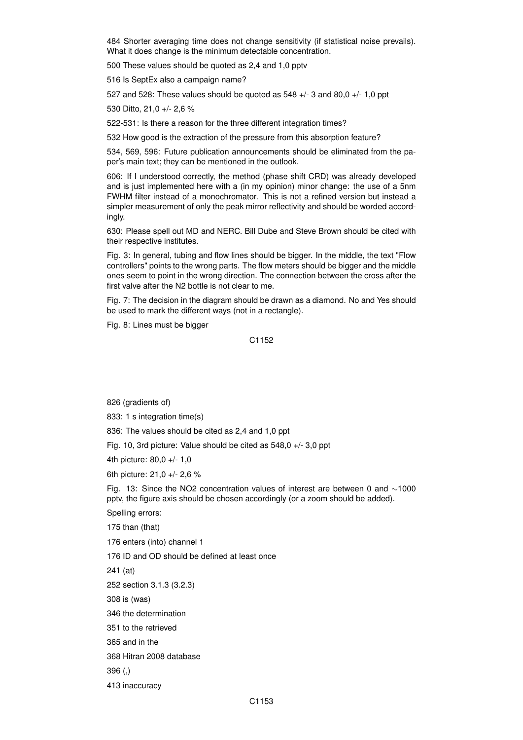484 Shorter averaging time does not change sensitivity (if statistical noise prevails). What it does change is the minimum detectable concentration.

500 These values should be quoted as 2,4 and 1,0 pptv

516 Is SeptEx also a campaign name?

527 and 528: These values should be quoted as 548 +/- 3 and 80,0 +/- 1,0 ppt

530 Ditto, 21,0 +/- 2,6 %

522-531: Is there a reason for the three different integration times?

532 How good is the extraction of the pressure from this absorption feature?

534, 569, 596: Future publication announcements should be eliminated from the paper's main text; they can be mentioned in the outlook.

606: If I understood correctly, the method (phase shift CRD) was already developed and is just implemented here with a (in my opinion) minor change: the use of a 5nm FWHM filter instead of a monochromator. This is not a refined version but instead a simpler measurement of only the peak mirror reflectivity and should be worded accordingly.

630: Please spell out MD and NERC. Bill Dube and Steve Brown should be cited with their respective institutes.

Fig. 3: In general, tubing and flow lines should be bigger. In the middle, the text "Flow controllers" points to the wrong parts. The flow meters should be bigger and the middle ones seem to point in the wrong direction. The connection between the cross after the first valve after the N2 bottle is not clear to me.

Fig. 7: The decision in the diagram should be drawn as a diamond. No and Yes should be used to mark the different ways (not in a rectangle).

Fig. 8: Lines must be bigger

826 (gradients of)

833: 1 s integration time(s)

836: The values should be cited as 2,4 and 1,0 ppt

Fig. 10, 3rd picture: Value should be cited as 548,0 +/- 3,0 ppt

4th picture: 80,0 +/- 1,0

6th picture: 21,0 +/- 2,6 %

Fig. 13: Since the NO2 concentration values of interest are between 0 and ~1000 pptv, the figure axis should be chosen accordingly (or a zoom should be added).

Spelling errors:

175 than (that)

176 enters (into) channel 1

176 ID and OD should be defined at least once

241 (at)

252 section 3.1.3 (3.2.3)

308 is (was)

346 the determination

351 to the retrieved

365 and in the

368 Hitran 2008 database

396 (,)

413 inaccuracy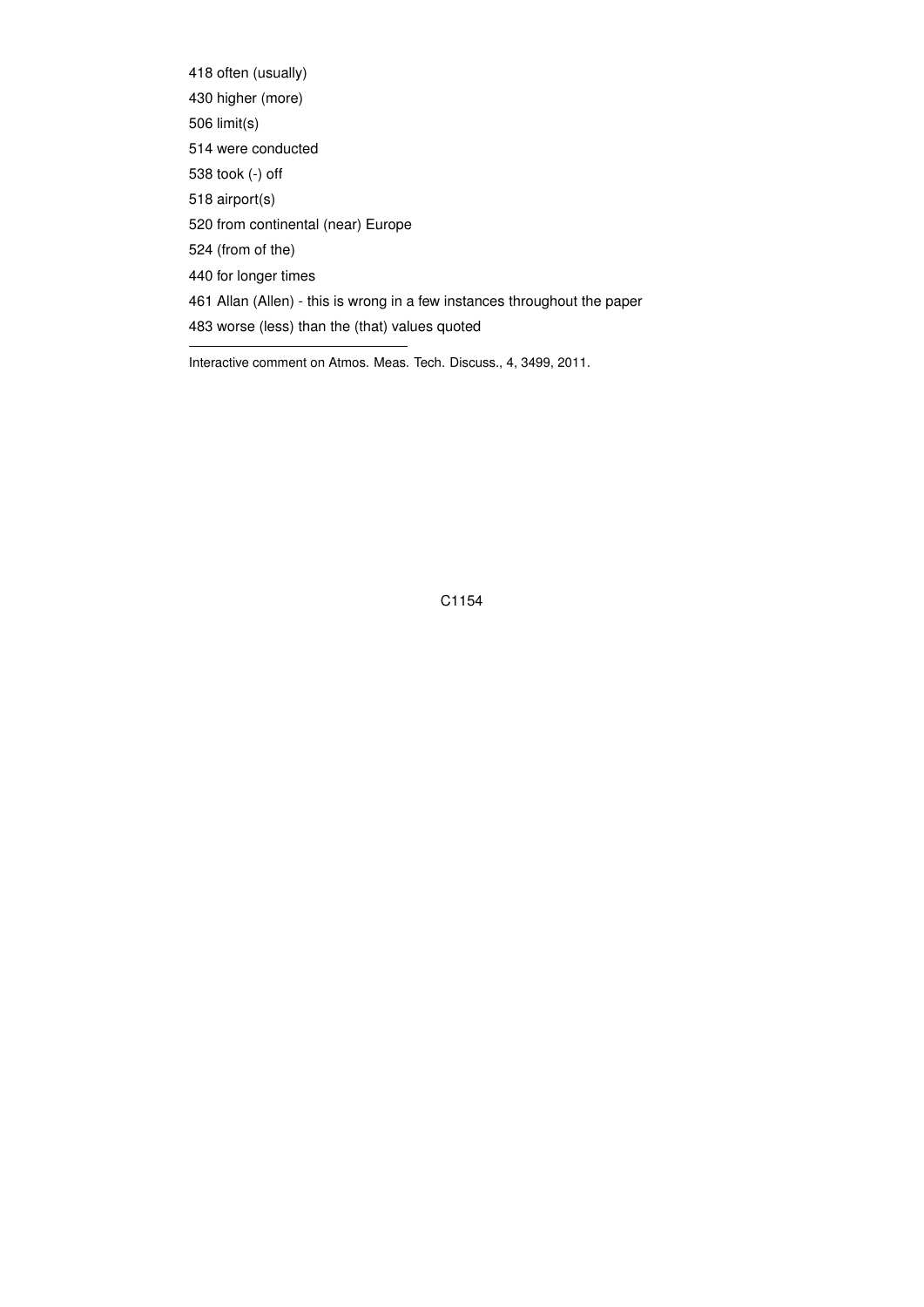418 often (usually)

430 higher (more)

506 limit(s)

514 were conducted

538 took (-) off

518 airport(s)

520 from continental (near) Europe

524 (from of the)

440 for longer times

461 Allan (Allen) - this is wrong in a few instances throughout the paper

483 worse (less) than the (that) values quoted

---

Interactive comment on Atmos. Meas. Tech. Discuss., 4, 3499, 2011.